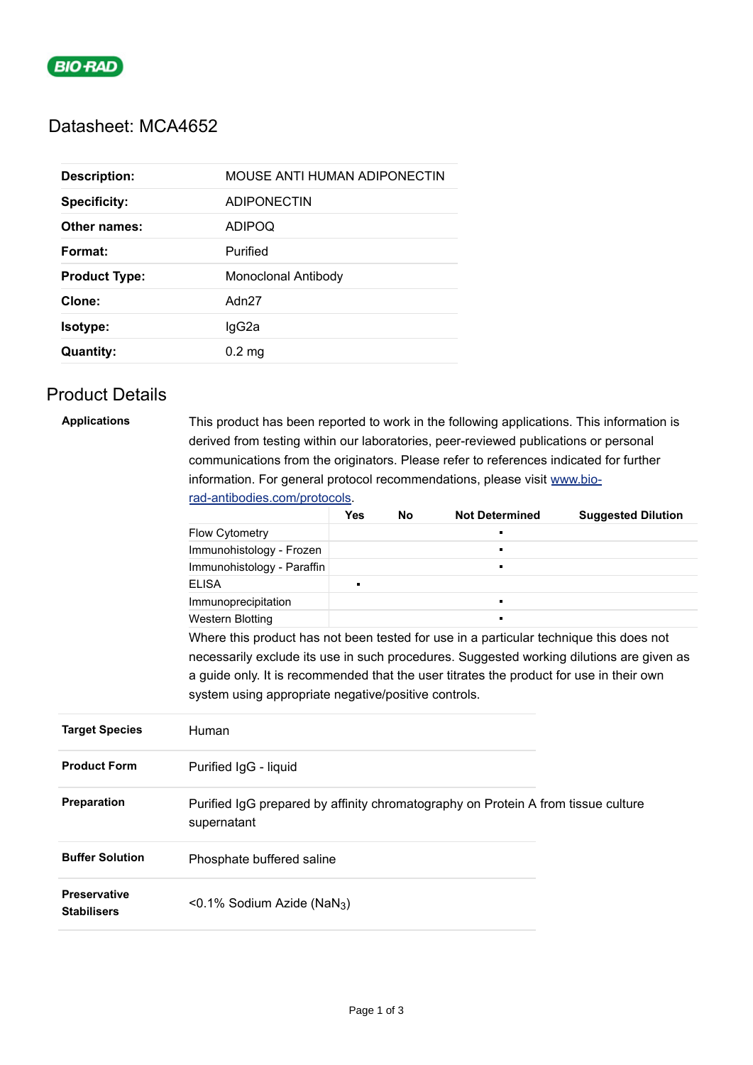BIO-RAD

# Datasheet: MCA4652

| | |
|---|---|
| **Description:** | MOUSE ANTI HUMAN ADIPONECTIN |
| **Specificity:** | ADIPONECTIN |
| **Other names:** | ADIPOQ |
| **Format:** | Purified |
| **Product Type:** | Monoclonal Antibody |
| **Clone:** | Adn27 |
| **Isotype:** | IgG2a |
| **Quantity:** | 0.2 mg |

## Product Details

**Applications**

This product has been reported to work in the following applications. This information is derived from testing within our laboratories, peer-reviewed publications or personal communications from the originators. Please refer to references indicated for further information. For general protocol recommendations, please visit [www.bio-rad-antibodies.com/protocols](www.bio-rad-antibodies.com/protocols).

| | Yes | No | Not Determined | Suggested Dilution |
|---|---|---|---|---|
| Flow Cytometry | | | ▪ | |
| Immunohistology - Frozen | | | ▪ | |
| Immunohistology - Paraffin | | | ▪ | |
| ELISA | ▪ | | | |
| Immunoprecipitation | | | ▪ | |
| Western Blotting | | | ▪ | |

Where this product has not been tested for use in a particular technique this does not necessarily exclude its use in such procedures. Suggested working dilutions are given as a guide only. It is recommended that the user titrates the product for use in their own system using appropriate negative/positive controls.

| | |
|---|---|
| **Target Species** | Human |
| **Product Form** | Purified IgG - liquid |
| **Preparation** | Purified IgG prepared by affinity chromatography on Protein A from tissue culture supernatant |
| **Buffer Solution** | Phosphate buffered saline |
| **Preservative Stabilisers** | <0.1% Sodium Azide ($NaN_3$) |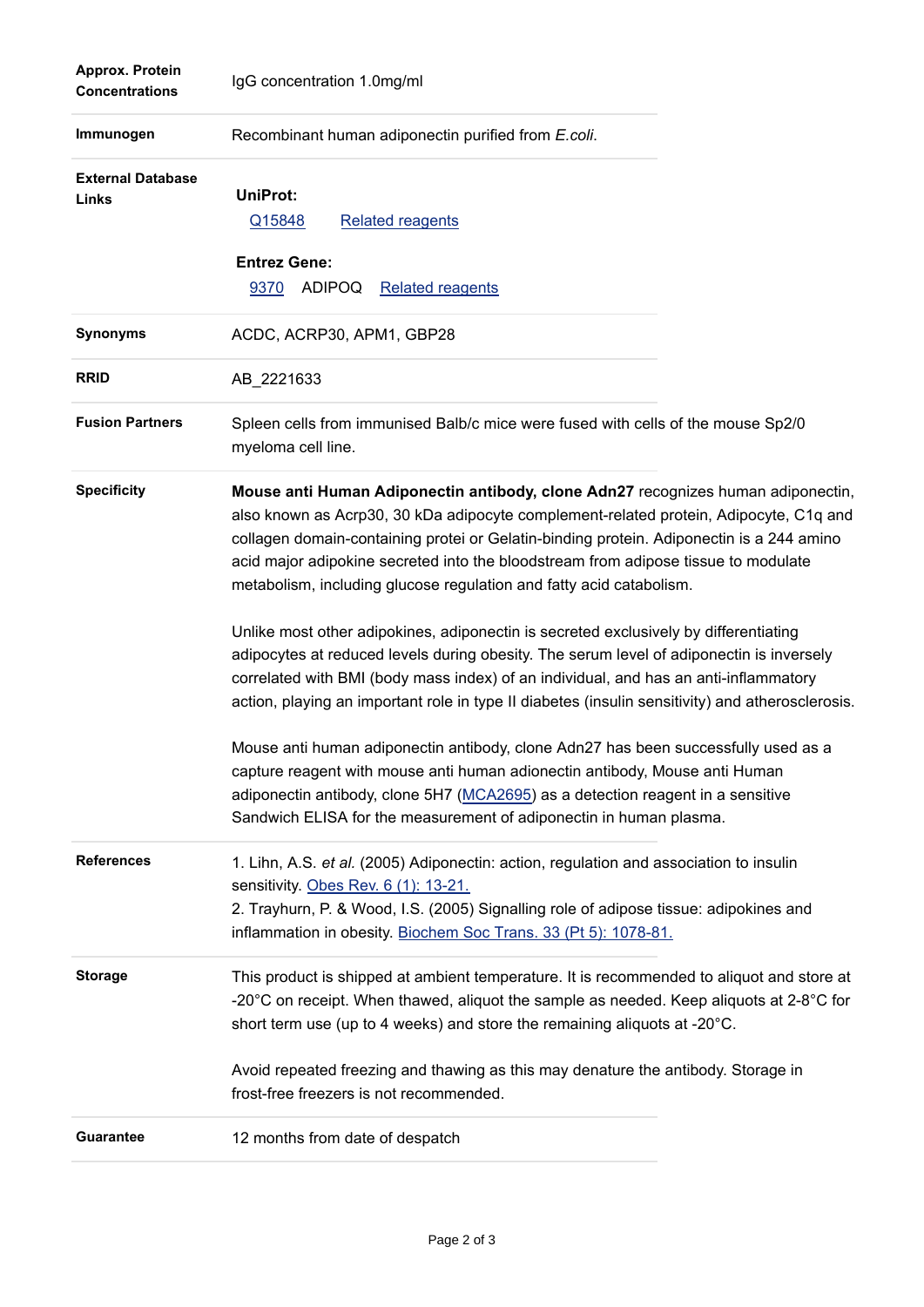| | |
|---|---|
| **Approx. Protein Concentrations** | IgG concentration 1.0mg/ml |
| **Immunogen** | Recombinant human adiponectin purified from *E.coli*. |
| **External Database Links** | **UniProt:** Q15848 Related reagents<br><br>**Entrez Gene:** 9370 ADIPOQ Related reagents |
| **Synonyms** | ACDC, ACRP30, APM1, GBP28 |
| **RRID** | AB_2221633 |
| **Fusion Partners** | Spleen cells from immunised Balb/c mice were fused with cells of the mouse Sp2/0 myeloma cell line. |
| **Specificity** | **Mouse anti Human Adiponectin antibody, clone Adn27** recognizes human adiponectin, also known as Acrp30, 30 kDa adipocyte complement-related protein, Adipocyte, C1q and collagen domain-containing protei or Gelatin-binding protein. Adiponectin is a 244 amino acid major adipokine secreted into the bloodstream from adipose tissue to modulate metabolism, including glucose regulation and fatty acid catabolism.<br><br>Unlike most other adipokines, adiponectin is secreted exclusively by differentiating adipocytes at reduced levels during obesity. The serum level of adiponectin is inversely correlated with BMI (body mass index) of an individual, and has an anti-inflammatory action, playing an important role in type II diabetes (insulin sensitivity) and atherosclerosis.<br><br>Mouse anti human adiponectin antibody, clone Adn27 has been successfully used as a capture reagent with mouse anti human adionectin antibody, Mouse anti Human adiponectin antibody, clone 5H7 (MCA2695) as a detection reagent in a sensitive Sandwich ELISA for the measurement of adiponectin in human plasma. |
| **References** | 1. Lihn, A.S. *et al.* (2005) Adiponectin: action, regulation and association to insulin sensitivity. Obes Rev. 6 (1): 13-21.<br>2. Trayhurn, P. & Wood, I.S. (2005) Signalling role of adipose tissue: adipokines and inflammation in obesity. Biochem Soc Trans. 33 (Pt 5): 1078-81. |
| **Storage** | This product is shipped at ambient temperature. It is recommended to aliquot and store at -20°C on receipt. When thawed, aliquot the sample as needed. Keep aliquots at 2-8°C for short term use (up to 4 weeks) and store the remaining aliquots at -20°C.<br><br>Avoid repeated freezing and thawing as this may denature the antibody. Storage in frost-free freezers is not recommended. |
| **Guarantee** | 12 months from date of despatch |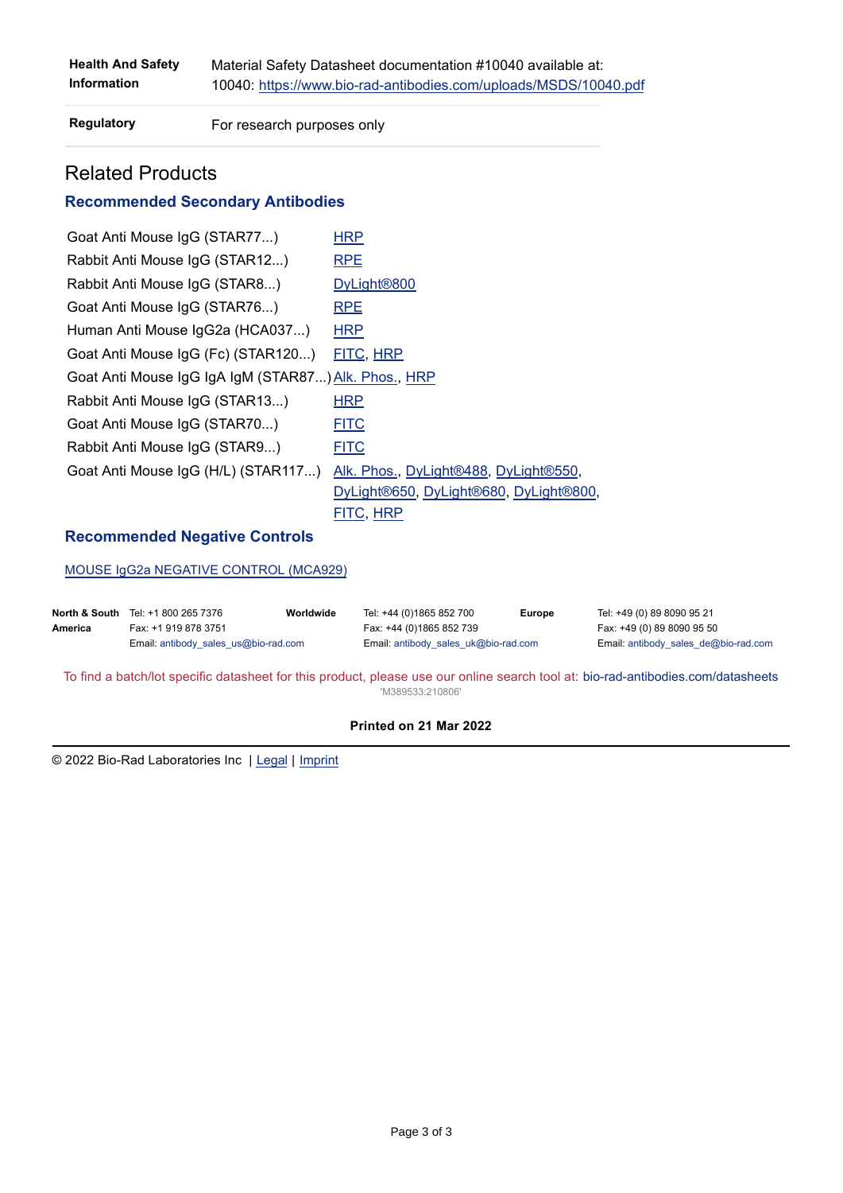| | |
|---|---|
| **Health And Safety Information** | Material Safety Datasheet documentation #10040 available at: 10040: https://www.bio-rad-antibodies.com/uploads/MSDS/10040.pdf |
| **Regulatory** | For research purposes only |

## Related Products

### Recommended Secondary Antibodies

| | |
|---|---|
| Goat Anti Mouse IgG (STAR77...) | HRP |
| Rabbit Anti Mouse IgG (STAR12...) | RPE |
| Rabbit Anti Mouse IgG (STAR8...) | DyLight®800 |
| Goat Anti Mouse IgG (STAR76...) | RPE |
| Human Anti Mouse IgG2a (HCA037...) | HRP |
| Goat Anti Mouse IgG (Fc) (STAR120...) | FITC, HRP |
| Goat Anti Mouse IgG IgA IgM (STAR87...) | Alk. Phos., HRP |
| Rabbit Anti Mouse IgG (STAR13...) | HRP |
| Goat Anti Mouse IgG (STAR70...) | FITC |
| Rabbit Anti Mouse IgG (STAR9...) | FITC |
| Goat Anti Mouse IgG (H/L) (STAR117...) | Alk. Phos., DyLight®488, DyLight®550, DyLight®650, DyLight®680, DyLight®800, FITC, HRP |

### Recommended Negative Controls

MOUSE IgG2a NEGATIVE CONTROL (MCA929)

| | | | | | |
|---|---|---|---|---|---|
| **North & South America** | Tel: +1 800 265 7376<br>Fax: +1 919 878 3751<br>Email: antibody_sales_us@bio-rad.com | **Worldwide** | Tel: +44 (0)1865 852 700<br>Fax: +44 (0)1865 852 739<br>Email: antibody_sales_uk@bio-rad.com | **Europe** | Tel: +49 (0) 89 8090 95 21<br>Fax: +49 (0) 89 8090 95 50<br>Email: antibody_sales_de@bio-rad.com |

To find a batch/lot specific datasheet for this product, please use our online search tool at: bio-rad-antibodies.com/datasheets

'M389533:210806'

**Printed on 21 Mar 2022**

© 2022 Bio-Rad Laboratories Inc | Legal | Imprint